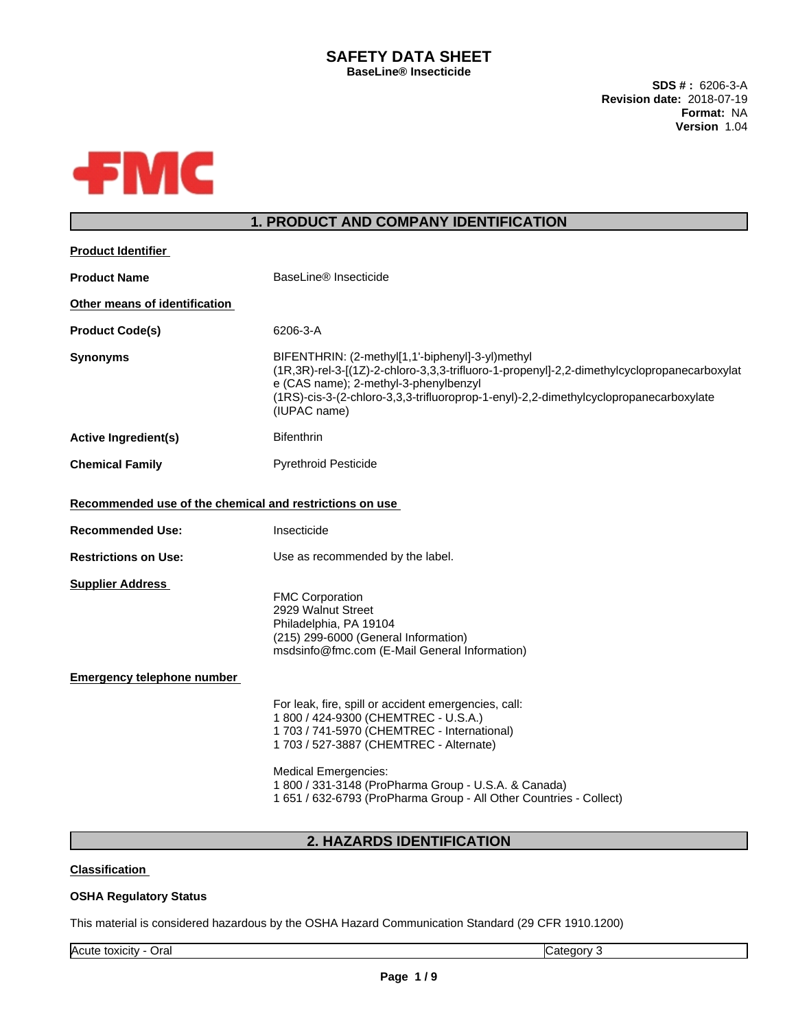# SAFETY DATA SHEET

**BaseLine® Insecticide**

**SDS # :** 6206-3-A
**Revision date:** 2018-07-19
**Format:** NA
**Version** 1.04

## 1. PRODUCT AND COMPANY IDENTIFICATION

**Product Identifier**

**Product Name** BaseLine® Insecticide

**Other means of identification**

**Product Code(s)** 6206-3-A

**Synonyms** BIFENTHRIN: (2-methyl[1,1'-biphenyl]-3-yl)methyl (1R,3R)-rel-3-[(1Z)-2-chloro-3,3,3-trifluoro-1-propenyl]-2,2-dimethylcyclopropanecarboxylate (CAS name); 2-methyl-3-phenylbenzyl (1RS)-cis-3-(2-chloro-3,3,3-trifluoroprop-1-enyl)-2,2-dimethylcyclopropanecarboxylate (IUPAC name)

**Active Ingredient(s)** Bifenthrin

**Chemical Family** Pyrethroid Pesticide

**Recommended use of the chemical and restrictions on use**

**Recommended Use:** Insecticide

**Restrictions on Use:** Use as recommended by the label.

**Supplier Address**

FMC Corporation
2929 Walnut Street
Philadelphia, PA 19104
(215) 299-6000 (General Information)
msdsinfo@fmc.com (E-Mail General Information)

**Emergency telephone number**

For leak, fire, spill or accident emergencies, call:
1 800 / 424-9300 (CHEMTREC - U.S.A.)
1 703 / 741-5970 (CHEMTREC - International)
1 703 / 527-3887 (CHEMTREC - Alternate)

Medical Emergencies:
1 800 / 331-3148 (ProPharma Group - U.S.A. & Canada)
1 651 / 632-6793 (ProPharma Group - All Other Countries - Collect)

## 2. HAZARDS IDENTIFICATION

**Classification**

**OSHA Regulatory Status**

This material is considered hazardous by the OSHA Hazard Communication Standard (29 CFR 1910.1200)

| | |
|---|---|
| Acute toxicity - Oral | Category 3 |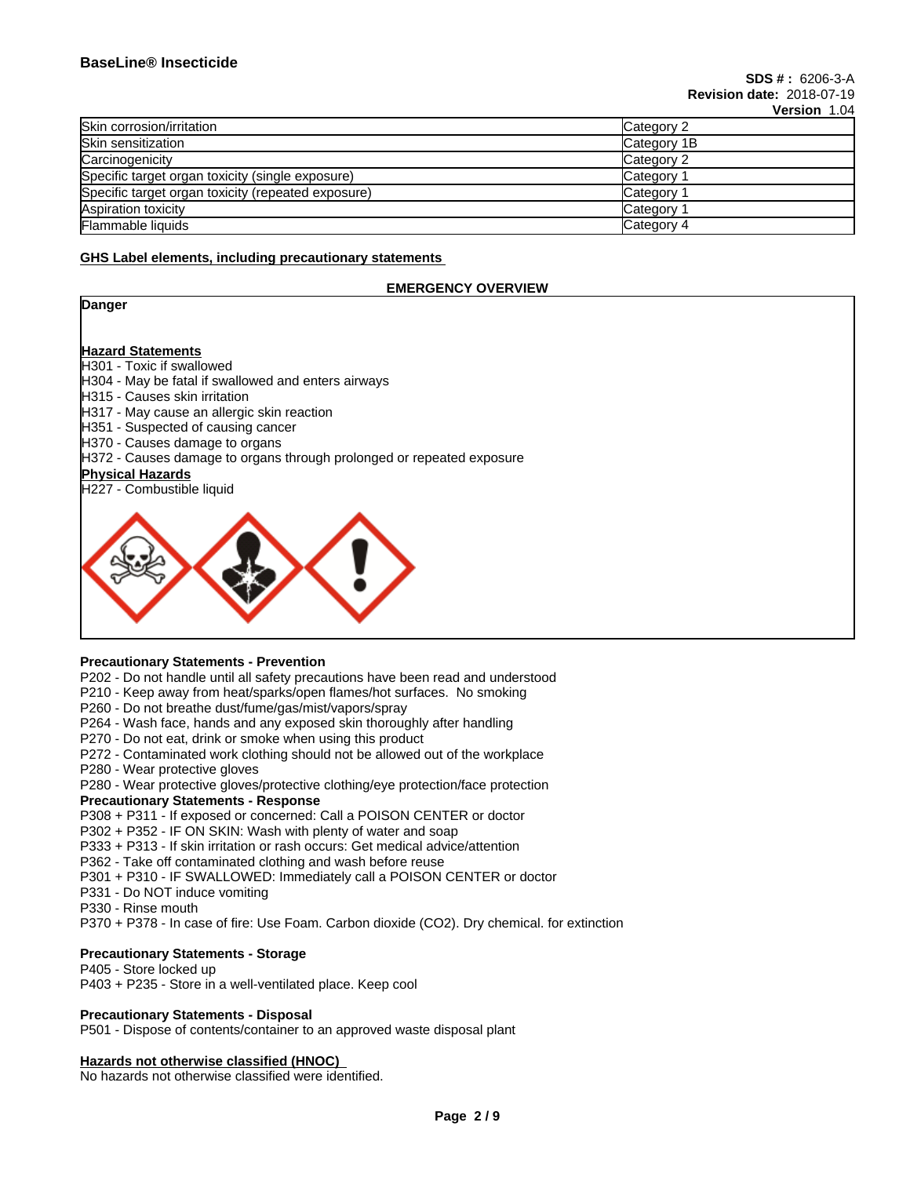| Skin corrosion/irritation | Category 2 |
|---|---|
| Skin sensitization | Category 1B |
| Carcinogenicity | Category 2 |
| Specific target organ toxicity (single exposure) | Category 1 |
| Specific target organ toxicity (repeated exposure) | Category 1 |
| Aspiration toxicity | Category 1 |
| Flammable liquids | Category 4 |

## GHS Label elements, including precautionary statements

### EMERGENCY OVERVIEW

**Danger**

**Hazard Statements**

H301 - Toxic if swallowed
H304 - May be fatal if swallowed and enters airways
H315 - Causes skin irritation
H317 - May cause an allergic skin reaction
H351 - Suspected of causing cancer
H370 - Causes damage to organs
H372 - Causes damage to organs through prolonged or repeated exposure

**Physical Hazards**

H227 - Combustible liquid

**Precautionary Statements - Prevention**

P202 - Do not handle until all safety precautions have been read and understood
P210 - Keep away from heat/sparks/open flames/hot surfaces. No smoking
P260 - Do not breathe dust/fume/gas/mist/vapors/spray
P264 - Wash face, hands and any exposed skin thoroughly after handling
P270 - Do not eat, drink or smoke when using this product
P272 - Contaminated work clothing should not be allowed out of the workplace
P280 - Wear protective gloves
P280 - Wear protective gloves/protective clothing/eye protection/face protection

**Precautionary Statements - Response**

P308 + P311 - If exposed or concerned: Call a POISON CENTER or doctor
P302 + P352 - IF ON SKIN: Wash with plenty of water and soap
P333 + P313 - If skin irritation or rash occurs: Get medical advice/attention
P362 - Take off contaminated clothing and wash before reuse
P301 + P310 - IF SWALLOWED: Immediately call a POISON CENTER or doctor
P331 - Do NOT induce vomiting
P330 - Rinse mouth
P370 + P378 - In case of fire: Use Foam. Carbon dioxide ($CO_2$). Dry chemical. for extinction

**Precautionary Statements - Storage**

P405 - Store locked up
P403 + P235 - Store in a well-ventilated place. Keep cool

**Precautionary Statements - Disposal**

P501 - Dispose of contents/container to an approved waste disposal plant

## Hazards not otherwise classified (HNOC)

No hazards not otherwise classified were identified.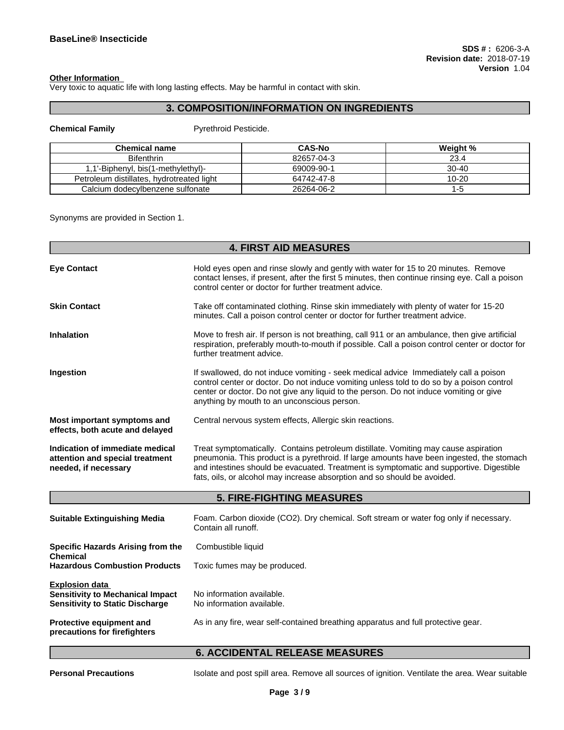**Other Information**

Very toxic to aquatic life with long lasting effects. May be harmful in contact with skin.

## 3. COMPOSITION/INFORMATION ON INGREDIENTS

**Chemical Family** Pyrethroid Pesticide.

| Chemical name | CAS-No | Weight % |
|---|---|---|
| Bifenthrin | 82657-04-3 | 23.4 |
| 1,1'-Biphenyl, bis(1-methylethyl)- | 69009-90-1 | 30-40 |
| Petroleum distillates, hydrotreated light | 64742-47-8 | 10-20 |
| Calcium dodecylbenzene sulfonate | 26264-06-2 | 1-5 |

Synonyms are provided in Section 1.

## 4. FIRST AID MEASURES

**Eye Contact**
Hold eyes open and rinse slowly and gently with water for 15 to 20 minutes. Remove contact lenses, if present, after the first 5 minutes, then continue rinsing eye. Call a poison control center or doctor for further treatment advice.

**Skin Contact**
Take off contaminated clothing. Rinse skin immediately with plenty of water for 15-20 minutes. Call a poison control center or doctor for further treatment advice.

**Inhalation**
Move to fresh air. If person is not breathing, call 911 or an ambulance, then give artificial respiration, preferably mouth-to-mouth if possible. Call a poison control center or doctor for further treatment advice.

**Ingestion**
If swallowed, do not induce vomiting - seek medical advice Immediately call a poison control center or doctor. Do not induce vomiting unless told to do so by a poison control center or doctor. Do not give any liquid to the person. Do not induce vomiting or give anything by mouth to an unconscious person.

**Most important symptoms and effects, both acute and delayed**
Central nervous system effects, Allergic skin reactions.

**Indication of immediate medical attention and special treatment needed, if necessary**
Treat symptomatically. Contains petroleum distillate. Vomiting may cause aspiration pneumonia. This product is a pyrethroid. If large amounts have been ingested, the stomach and intestines should be evacuated. Treatment is symptomatic and supportive. Digestible fats, oils, or alcohol may increase absorption and so should be avoided.

## 5. FIRE-FIGHTING MEASURES

**Suitable Extinguishing Media**
Foam. Carbon dioxide ($CO_2$). Dry chemical. Soft stream or water fog only if necessary. Contain all runoff.

**Specific Hazards Arising from the Chemical**
Combustible liquid

**Hazardous Combustion Products**
Toxic fumes may be produced.

**Explosion data**

**Sensitivity to Mechanical Impact** No information available.

**Sensitivity to Static Discharge** No information available.

**Protective equipment and precautions for firefighters**
As in any fire, wear self-contained breathing apparatus and full protective gear.

## 6. ACCIDENTAL RELEASE MEASURES

**Personal Precautions**
Isolate and post spill area. Remove all sources of ignition. Ventilate the area. Wear suitable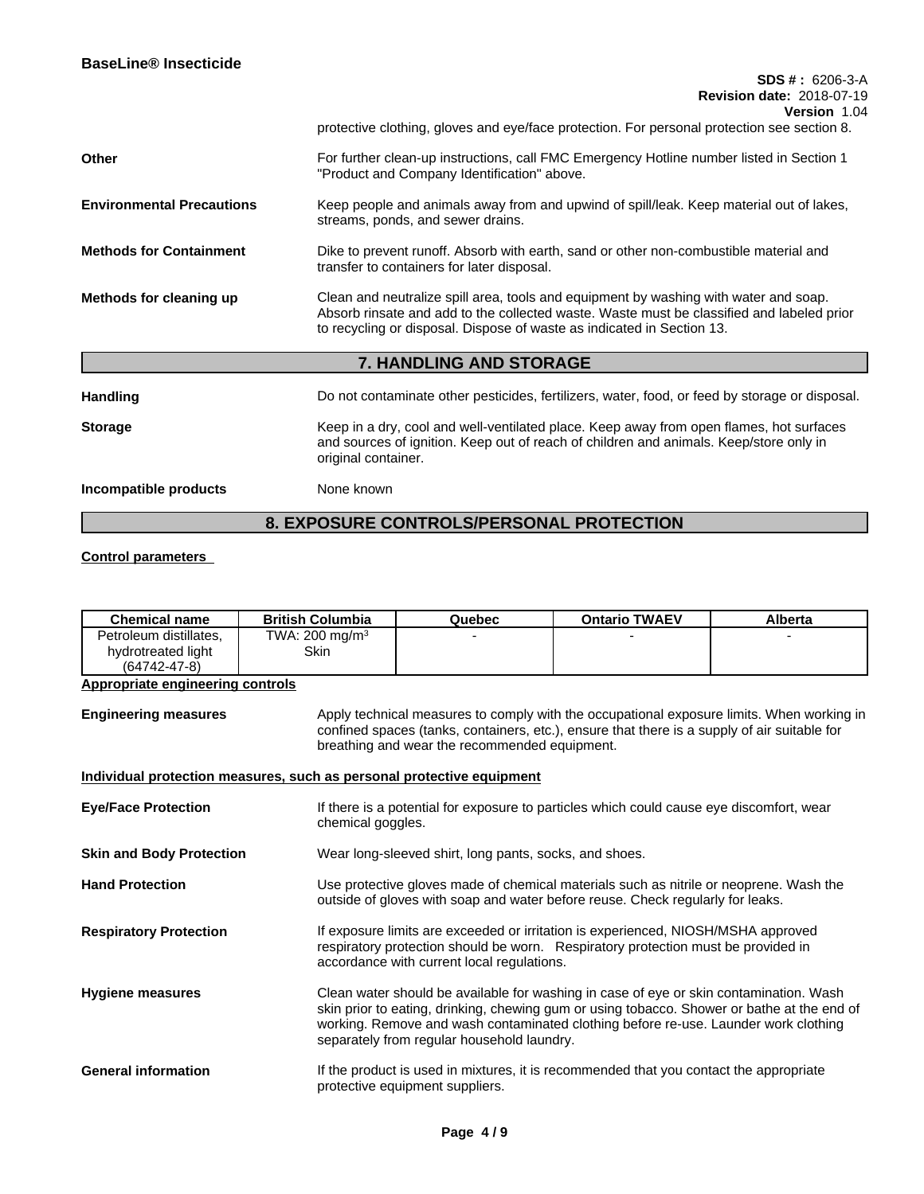protective clothing, gloves and eye/face protection. For personal protection see section 8.

**Other**

For further clean-up instructions, call FMC Emergency Hotline number listed in Section 1 "Product and Company Identification" above.

**Environmental Precautions**

Keep people and animals away from and upwind of spill/leak. Keep material out of lakes, streams, ponds, and sewer drains.

**Methods for Containment**

Dike to prevent runoff. Absorb with earth, sand or other non-combustible material and transfer to containers for later disposal.

**Methods for cleaning up**

Clean and neutralize spill area, tools and equipment by washing with water and soap. Absorb rinsate and add to the collected waste. Waste must be classified and labeled prior to recycling or disposal. Dispose of waste as indicated in Section 13.

## 7. HANDLING AND STORAGE

**Handling**

Do not contaminate other pesticides, fertilizers, water, food, or feed by storage or disposal.

**Storage**

Keep in a dry, cool and well-ventilated place. Keep away from open flames, hot surfaces and sources of ignition. Keep out of reach of children and animals. Keep/store only in original container.

**Incompatible products**

None known

## 8. EXPOSURE CONTROLS/PERSONAL PROTECTION

**Control parameters**

| Chemical name | British Columbia | Quebec | Ontario TWAEV | Alberta |
|---|---|---|---|---|
| Petroleum distillates, hydrotreated light (64742-47-8) | TWA: 200 $mg/m^3$ Skin | - | - | - |

**Appropriate engineering controls**

**Engineering measures**

Apply technical measures to comply with the occupational exposure limits. When working in confined spaces (tanks, containers, etc.), ensure that there is a supply of air suitable for breathing and wear the recommended equipment.

**Individual protection measures, such as personal protective equipment**

**Eye/Face Protection**

If there is a potential for exposure to particles which could cause eye discomfort, wear chemical goggles.

**Skin and Body Protection**

Wear long-sleeved shirt, long pants, socks, and shoes.

**Hand Protection**

Use protective gloves made of chemical materials such as nitrile or neoprene. Wash the outside of gloves with soap and water before reuse. Check regularly for leaks.

**Respiratory Protection**

If exposure limits are exceeded or irritation is experienced, NIOSH/MSHA approved respiratory protection should be worn. Respiratory protection must be provided in accordance with current local regulations.

**Hygiene measures**

Clean water should be available for washing in case of eye or skin contamination. Wash skin prior to eating, drinking, chewing gum or using tobacco. Shower or bathe at the end of working. Remove and wash contaminated clothing before re-use. Launder work clothing separately from regular household laundry.

**General information**

If the product is used in mixtures, it is recommended that you contact the appropriate protective equipment suppliers.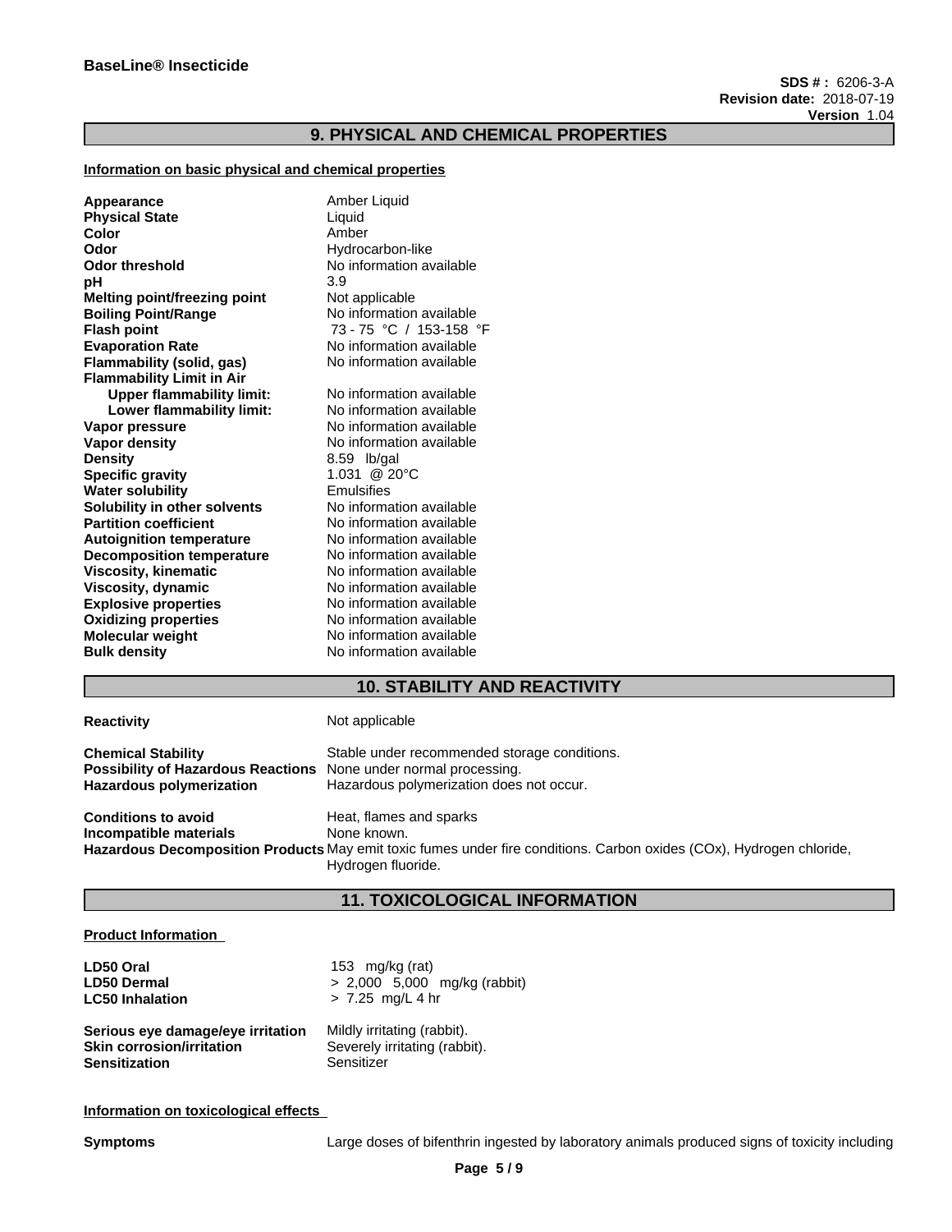## 9. PHYSICAL AND CHEMICAL PROPERTIES

**Information on basic physical and chemical properties**

| | |
|---|---|
| **Appearance** | Amber Liquid |
| **Physical State** | Liquid |
| **Color** | Amber |
| **Odor** | Hydrocarbon-like |
| **Odor threshold** | No information available |
| **pH** | 3.9 |
| **Melting point/freezing point** | Not applicable |
| **Boiling Point/Range** | No information available |
| **Flash point** | 73 - 75 °C / 153-158 °F |
| **Evaporation Rate** | No information available |
| **Flammability (solid, gas)** | No information available |
| **Flammability Limit in Air** | |
| **Upper flammability limit:** | No information available |
| **Lower flammability limit:** | No information available |
| **Vapor pressure** | No information available |
| **Vapor density** | No information available |
| **Density** | 8.59 lb/gal |
| **Specific gravity** | 1.031 @ 20°C |
| **Water solubility** | Emulsifies |
| **Solubility in other solvents** | No information available |
| **Partition coefficient** | No information available |
| **Autoignition temperature** | No information available |
| **Decomposition temperature** | No information available |
| **Viscosity, kinematic** | No information available |
| **Viscosity, dynamic** | No information available |
| **Explosive properties** | No information available |
| **Oxidizing properties** | No information available |
| **Molecular weight** | No information available |
| **Bulk density** | No information available |

## 10. STABILITY AND REACTIVITY

| | |
|---|---|
| **Reactivity** | Not applicable |
| **Chemical Stability** | Stable under recommended storage conditions. |
| **Possibility of Hazardous Reactions** | None under normal processing. |
| **Hazardous polymerization** | Hazardous polymerization does not occur. |
| **Conditions to avoid** | Heat, flames and sparks |
| **Incompatible materials** | None known. |
| **Hazardous Decomposition Products** | May emit toxic fumes under fire conditions. Carbon oxides (COx), Hydrogen chloride, Hydrogen fluoride. |

## 11. TOXICOLOGICAL INFORMATION

**Product Information**

| | |
|---|---|
| **LD50 Oral** | 153 mg/kg (rat) |
| **LD50 Dermal** | > 2,000 5,000 mg/kg (rabbit) |
| **LC50 Inhalation** | > 7.25 mg/L 4 hr |
| **Serious eye damage/eye irritation** | Mildly irritating (rabbit). |
| **Skin corrosion/irritation** | Severely irritating (rabbit). |
| **Sensitization** | Sensitizer |

**Information on toxicological effects**

**Symptoms** Large doses of bifenthrin ingested by laboratory animals produced signs of toxicity including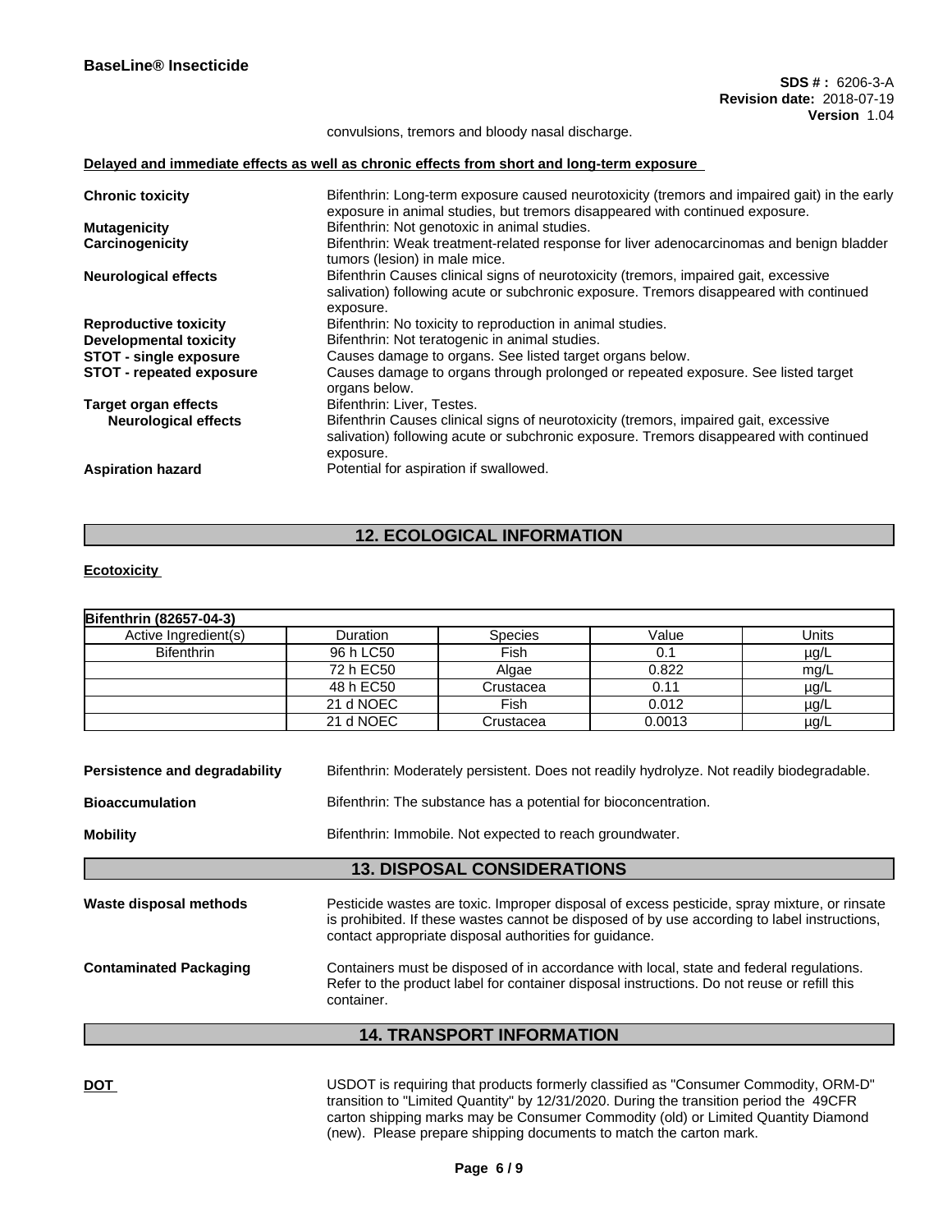convulsions, tremors and bloody nasal discharge.

**Delayed and immediate effects as well as chronic effects from short and long-term exposure**

**Chronic toxicity** Bifenthrin: Long-term exposure caused neurotoxicity (tremors and impaired gait) in the early exposure in animal studies, but tremors disappeared with continued exposure.

**Mutagenicity** Bifenthrin: Not genotoxic in animal studies.

**Carcinogenicity** Bifenthrin: Weak treatment-related response for liver adenocarcinomas and benign bladder tumors (lesion) in male mice.

**Neurological effects** Bifenthrin Causes clinical signs of neurotoxicity (tremors, impaired gait, excessive salivation) following acute or subchronic exposure. Tremors disappeared with continued exposure.

**Reproductive toxicity** Bifenthrin: No toxicity to reproduction in animal studies.

**Developmental toxicity** Bifenthrin: Not teratogenic in animal studies.

**STOT - single exposure** Causes damage to organs. See listed target organs below.

**STOT - repeated exposure** Causes damage to organs through prolonged or repeated exposure. See listed target organs below.

**Target organ effects** Bifenthrin: Liver, Testes.

**Neurological effects** Bifenthrin Causes clinical signs of neurotoxicity (tremors, impaired gait, excessive salivation) following acute or subchronic exposure. Tremors disappeared with continued exposure.

**Aspiration hazard** Potential for aspiration if swallowed.

## 12. ECOLOGICAL INFORMATION

**Ecotoxicity**

| Bifenthrin (82657-04-3) | | | | |
|---|---|---|---|---|
| Active Ingredient(s) | Duration | Species | Value | Units |
| Bifenthrin | 96 h LC50 | Fish | 0.1 | µg/L |
| | 72 h EC50 | Algae | 0.822 | mg/L |
| | 48 h EC50 | Crustacea | 0.11 | µg/L |
| | 21 d NOEC | Fish | 0.012 | µg/L |
| | 21 d NOEC | Crustacea | 0.0013 | µg/L |

**Persistence and degradability** Bifenthrin: Moderately persistent. Does not readily hydrolyze. Not readily biodegradable.

**Bioaccumulation** Bifenthrin: The substance has a potential for bioconcentration.

**Mobility** Bifenthrin: Immobile. Not expected to reach groundwater.

## 13. DISPOSAL CONSIDERATIONS

**Waste disposal methods** Pesticide wastes are toxic. Improper disposal of excess pesticide, spray mixture, or rinsate is prohibited. If these wastes cannot be disposed of by use according to label instructions, contact appropriate disposal authorities for guidance.

**Contaminated Packaging** Containers must be disposed of in accordance with local, state and federal regulations. Refer to the product label for container disposal instructions. Do not reuse or refill this container.

## 14. TRANSPORT INFORMATION

**DOT** USDOT is requiring that products formerly classified as "Consumer Commodity, ORM-D" transition to "Limited Quantity" by 12/31/2020. During the transition period the 49CFR carton shipping marks may be Consumer Commodity (old) or Limited Quantity Diamond (new). Please prepare shipping documents to match the carton mark.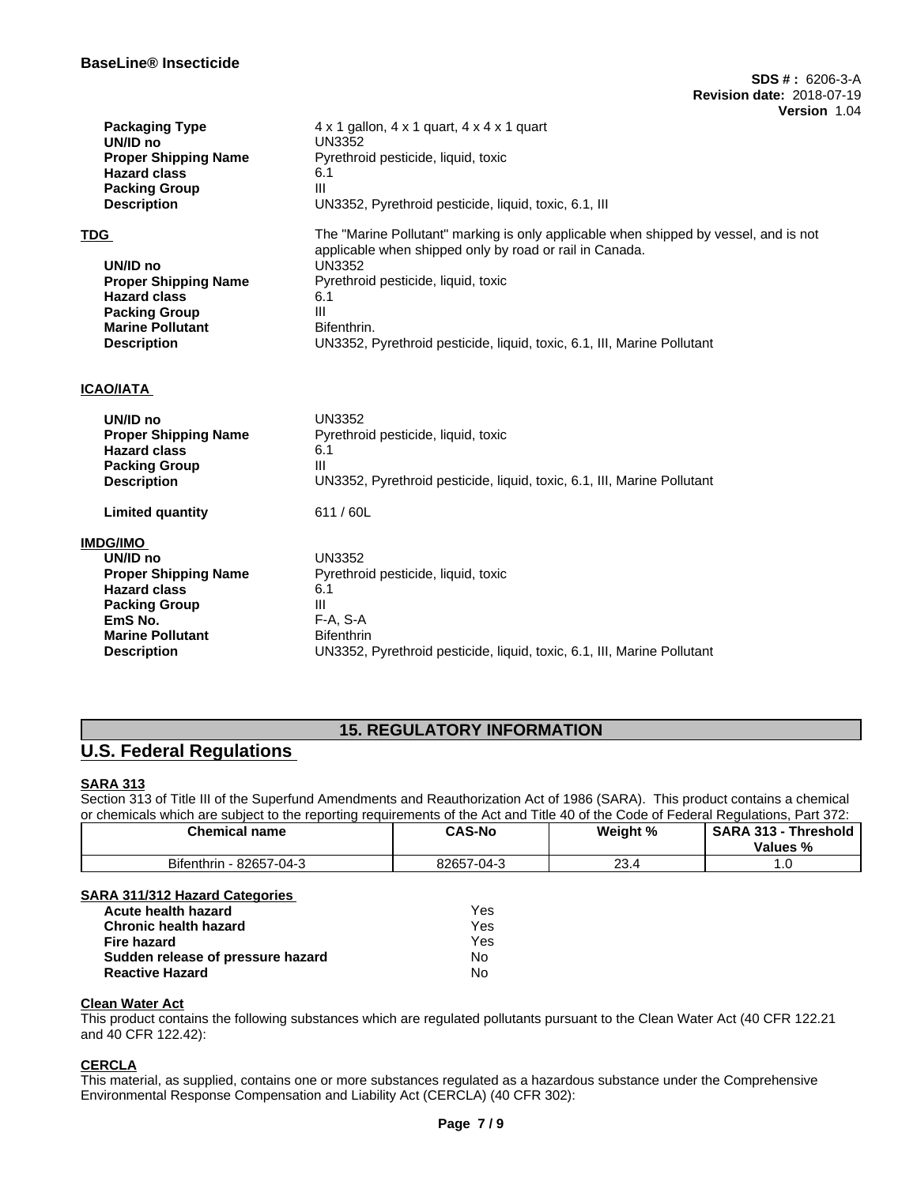| | |
|---|---|
| **Packaging Type** | 4 x 1 gallon, 4 x 1 quart, 4 x 4 x 1 quart |
| **UN/ID no** | UN3352 |
| **Proper Shipping Name** | Pyrethroid pesticide, liquid, toxic |
| **Hazard class** | 6.1 |
| **Packing Group** | III |
| **Description** | UN3352, Pyrethroid pesticide, liquid, toxic, 6.1, III |

**TDG**

The "Marine Pollutant" marking is only applicable when shipped by vessel, and is not applicable when shipped only by road or rail in Canada.

| | |
|---|---|
| **UN/ID no** | UN3352 |
| **Proper Shipping Name** | Pyrethroid pesticide, liquid, toxic |
| **Hazard class** | 6.1 |
| **Packing Group** | III |
| **Marine Pollutant** | Bifenthrin. |
| **Description** | UN3352, Pyrethroid pesticide, liquid, toxic, 6.1, III, Marine Pollutant |

**ICAO/IATA**

| | |
|---|---|
| **UN/ID no** | UN3352 |
| **Proper Shipping Name** | Pyrethroid pesticide, liquid, toxic |
| **Hazard class** | 6.1 |
| **Packing Group** | III |
| **Description** | UN3352, Pyrethroid pesticide, liquid, toxic, 6.1, III, Marine Pollutant |
| **Limited quantity** | 611 / 60L |

**IMDG/IMO**

| | |
|---|---|
| **UN/ID no** | UN3352 |
| **Proper Shipping Name** | Pyrethroid pesticide, liquid, toxic |
| **Hazard class** | 6.1 |
| **Packing Group** | III |
| **EmS No.** | F-A, S-A |
| **Marine Pollutant** | Bifenthrin |
| **Description** | UN3352, Pyrethroid pesticide, liquid, toxic, 6.1, III, Marine Pollutant |

## 15. REGULATORY INFORMATION

## U.S. Federal Regulations

**SARA 313**

Section 313 of Title III of the Superfund Amendments and Reauthorization Act of 1986 (SARA). This product contains a chemical or chemicals which are subject to the reporting requirements of the Act and Title 40 of the Code of Federal Regulations, Part 372:

| Chemical name | CAS-No | Weight % | SARA 313 - Threshold Values % |
|---|---|---|---|
| Bifenthrin - 82657-04-3 | 82657-04-3 | 23.4 | 1.0 |

**SARA 311/312 Hazard Categories**

| | |
|---|---|
| **Acute health hazard** | Yes |
| **Chronic health hazard** | Yes |
| **Fire hazard** | Yes |
| **Sudden release of pressure hazard** | No |
| **Reactive Hazard** | No |

**Clean Water Act**

This product contains the following substances which are regulated pollutants pursuant to the Clean Water Act (40 CFR 122.21 and 40 CFR 122.42):

**CERCLA**

This material, as supplied, contains one or more substances regulated as a hazardous substance under the Comprehensive Environmental Response Compensation and Liability Act (CERCLA) (40 CFR 302):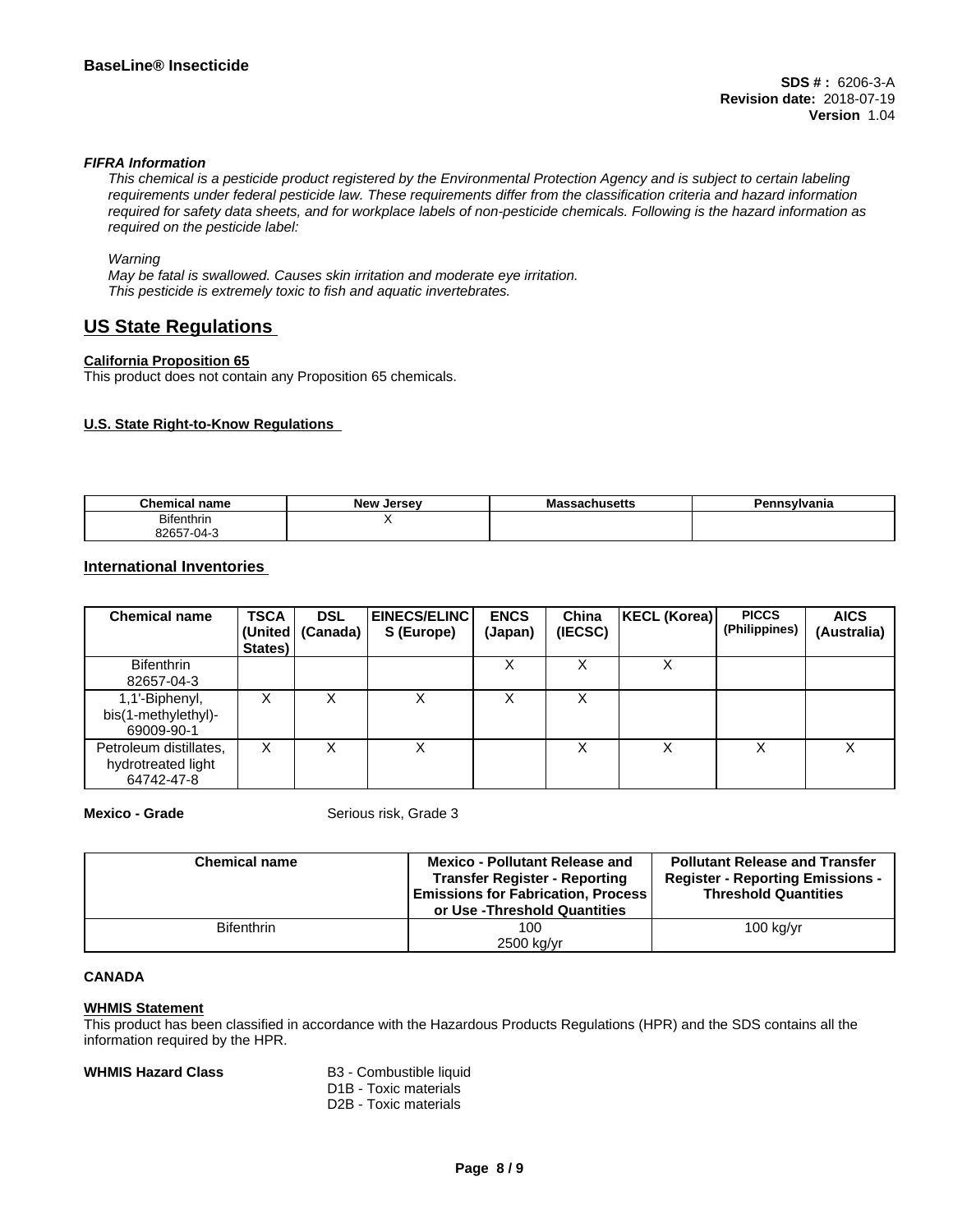*FIFRA Information*

*This chemical is a pesticide product registered by the Environmental Protection Agency and is subject to certain labeling requirements under federal pesticide law. These requirements differ from the classification criteria and hazard information required for safety data sheets, and for workplace labels of non-pesticide chemicals. Following is the hazard information as required on the pesticide label:*

*Warning*
*May be fatal is swallowed. Causes skin irritation and moderate eye irritation.*
*This pesticide is extremely toxic to fish and aquatic invertebrates.*

## US State Regulations

**California Proposition 65**

This product does not contain any Proposition 65 chemicals.

**U.S. State Right-to-Know Regulations**

| Chemical name | New Jersey | Massachusetts | Pennsylvania |
|---|---|---|---|
| Bifenthrin 82657-04-3 | X | | |

## International Inventories

| Chemical name | TSCA (United States) | DSL (Canada) | EINECS/ELINCS (Europe) | ENCS (Japan) | China (IECSC) | KECL (Korea) | PICCS (Philippines) | AICS (Australia) |
|---|---|---|---|---|---|---|---|---|
| Bifenthrin 82657-04-3 | | | | X | X | X | | |
| 1,1'-Biphenyl, bis(1-methylethyl)- 69009-90-1 | X | X | X | X | X | | | |
| Petroleum distillates, hydrotreated light 64742-47-8 | X | X | X | | X | X | X | X |

**Mexico - Grade** Serious risk, Grade 3

| Chemical name | Mexico - Pollutant Release and Transfer Register - Reporting Emissions for Fabrication, Process or Use -Threshold Quantities | Pollutant Release and Transfer Register - Reporting Emissions - Threshold Quantities |
|---|---|---|
| Bifenthrin | 100 2500 kg/yr | 100 kg/yr |

**CANADA**

**WHMIS Statement**

This product has been classified in accordance with the Hazardous Products Regulations (HPR) and the SDS contains all the information required by the HPR.

**WHMIS Hazard Class**
B3 - Combustible liquid
D1B - Toxic materials
D2B - Toxic materials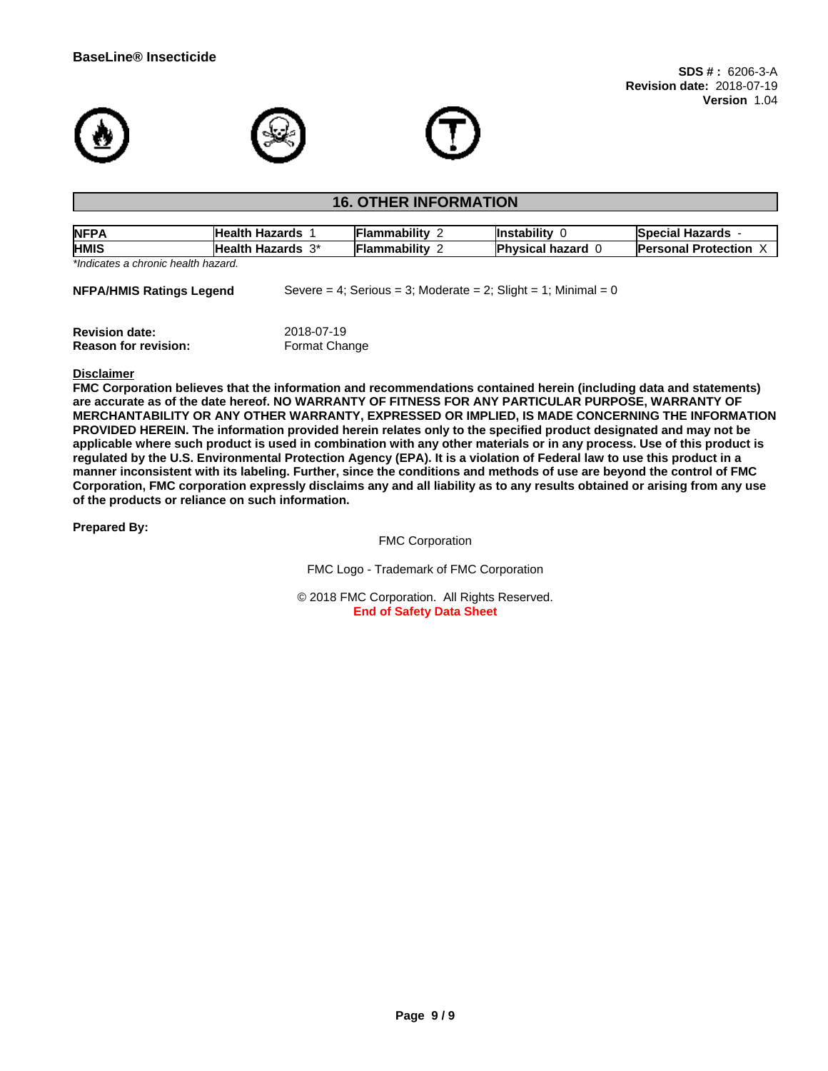## 16. OTHER INFORMATION

| | | | | |
|---|---|---|---|---|
| **NFPA** | **Health Hazards** 1 | **Flammability** 2 | **Instability** 0 | **Special Hazards** - |
| **HMIS** | **Health Hazards** 3* | **Flammability** 2 | **Physical hazard** 0 | **Personal Protection** X |

*Indicates a chronic health hazard.*

**NFPA/HMIS Ratings Legend** Severe = 4; Serious = 3; Moderate = 2; Slight = 1; Minimal = 0

**Revision date:** 2018-07-19
**Reason for revision:** Format Change

**Disclaimer**

**FMC Corporation believes that the information and recommendations contained herein (including data and statements) are accurate as of the date hereof. NO WARRANTY OF FITNESS FOR ANY PARTICULAR PURPOSE, WARRANTY OF MERCHANTABILITY OR ANY OTHER WARRANTY, EXPRESSED OR IMPLIED, IS MADE CONCERNING THE INFORMATION PROVIDED HEREIN. The information provided herein relates only to the specified product designated and may not be applicable where such product is used in combination with any other materials or in any process. Use of this product is regulated by the U.S. Environmental Protection Agency (EPA). It is a violation of Federal law to use this product in a manner inconsistent with its labeling. Further, since the conditions and methods of use are beyond the control of FMC Corporation, FMC corporation expressly disclaims any and all liability as to any results obtained or arising from any use of the products or reliance on such information.**

**Prepared By:**

FMC Corporation

FMC Logo - Trademark of FMC Corporation

© 2018 FMC Corporation. All Rights Reserved.

**End of Safety Data Sheet**